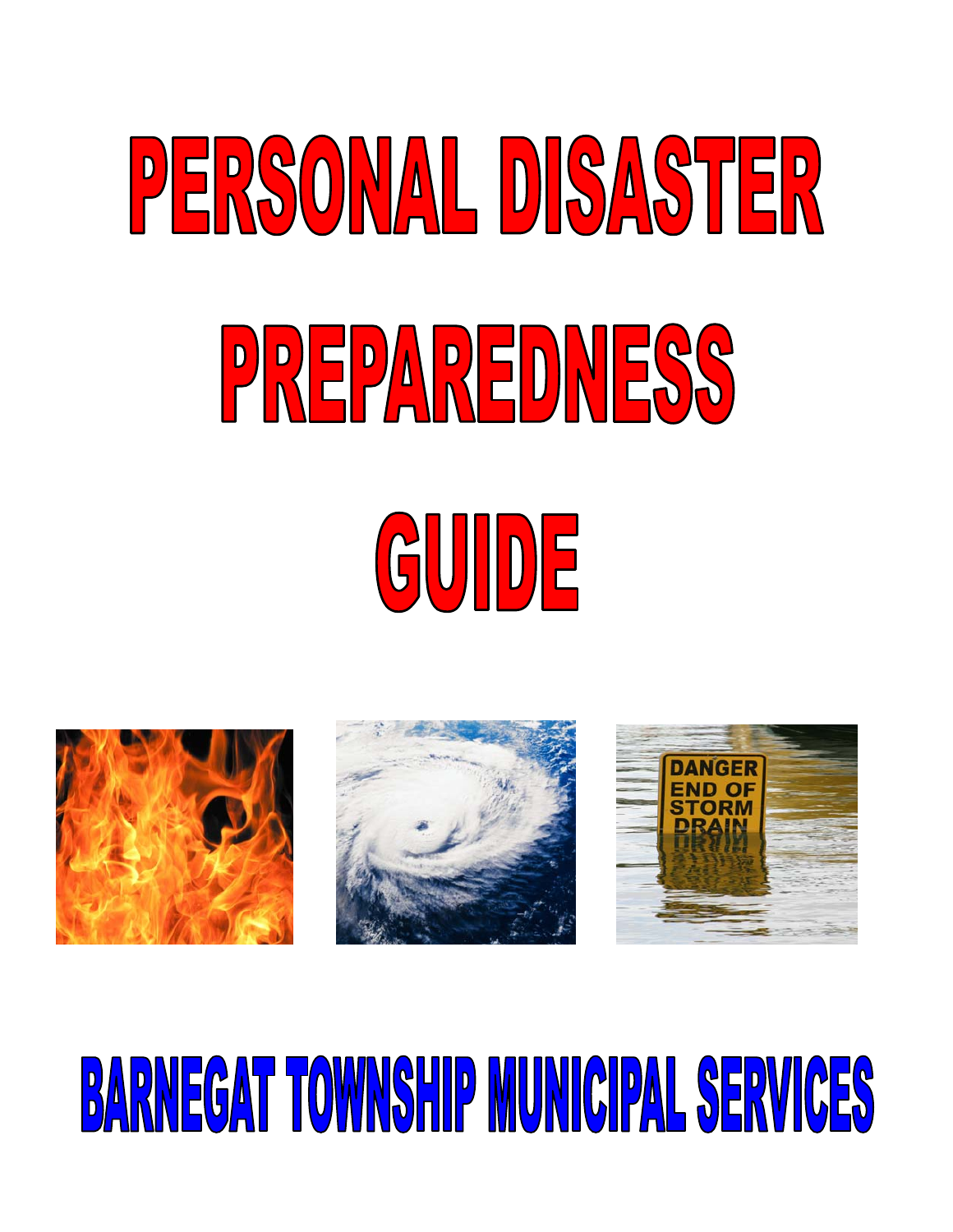# PERSONAL DISASTER PREPAREDNESS GUIDE

## BARNEGAT TOWNSHIP MUNICIPAL SERVICES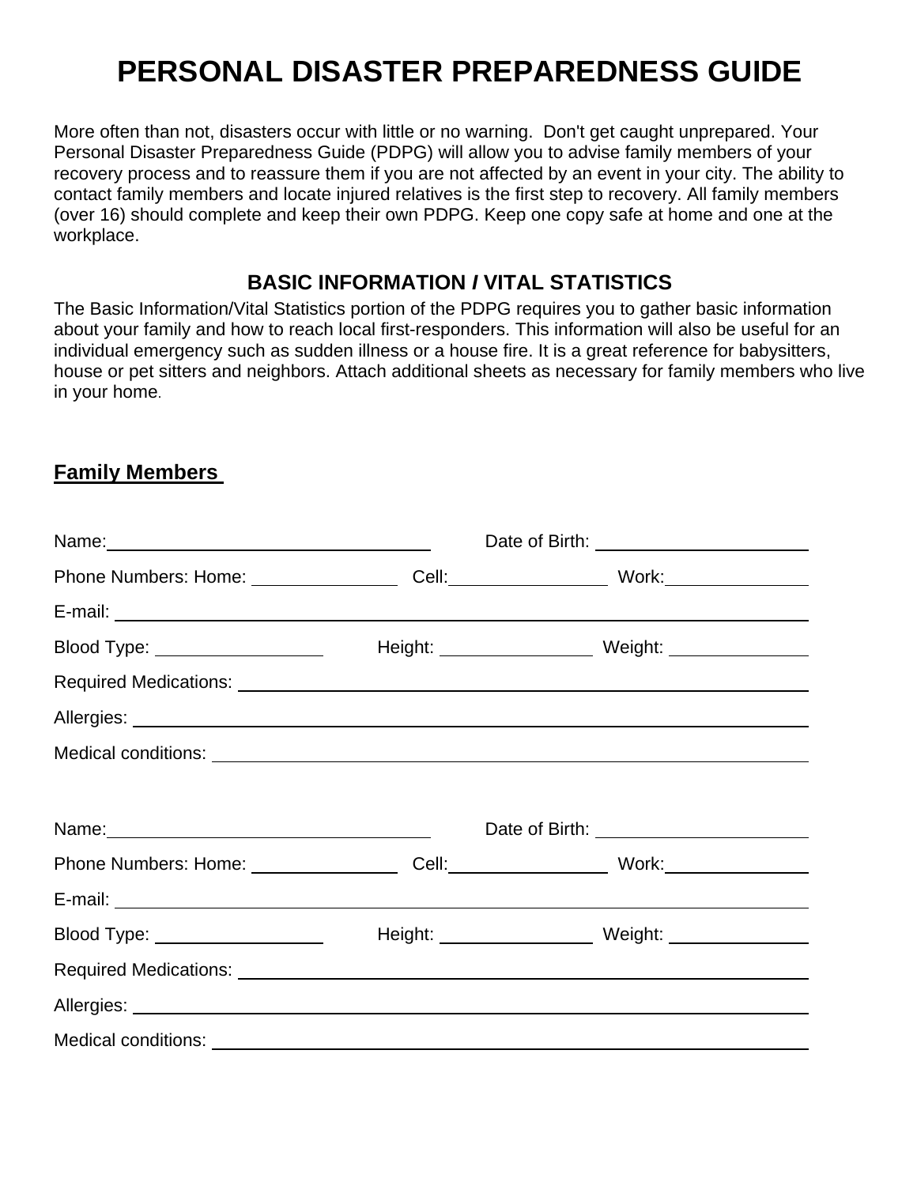# PERSONAL DISASTER PREPAREDNESS GUIDE

More often than not, disasters occur with little or no warning. Don't get caught unprepared. Your Personal Disaster Preparedness Guide (PDPG) will allow you to advise family members of your recovery process and to reassure them if you are not affected by an event in your city. The ability to contact family members and locate injured relatives is the first step to recovery. All family members (over 16) should complete and keep their own PDPG. Keep one copy safe at home and one at the workplace.

## BASIC INFORMATION / VITAL STATISTICS

The Basic Information/Vital Statistics portion of the PDPG requires you to gather basic information about your family and how to reach local first-responders. This information will also be useful for an individual emergency such as sudden illness or a house fire. It is a great reference for babysitters, house or pet sitters and neighbors. Attach additional sheets as necessary for family members who live in your home.

### Family Members

Name: ______________________________ Date of Birth: ____________________

Phone Numbers: Home: ______________ Cell: ______________ Work: ______________

E-mail: ____________________________________________________________

Blood Type: ______________ Height: ______________ Weight: ______________

Required Medications: ________________________________________________

Allergies: __________________________________________________________

Medical conditions: __________________________________________________

Name: ______________________________ Date of Birth: ____________________

Phone Numbers: Home: ______________ Cell: ______________ Work: ______________

E-mail: ____________________________________________________________

Blood Type: ______________ Height: ______________ Weight: ______________

Required Medications: ________________________________________________

Allergies: __________________________________________________________

Medical conditions: __________________________________________________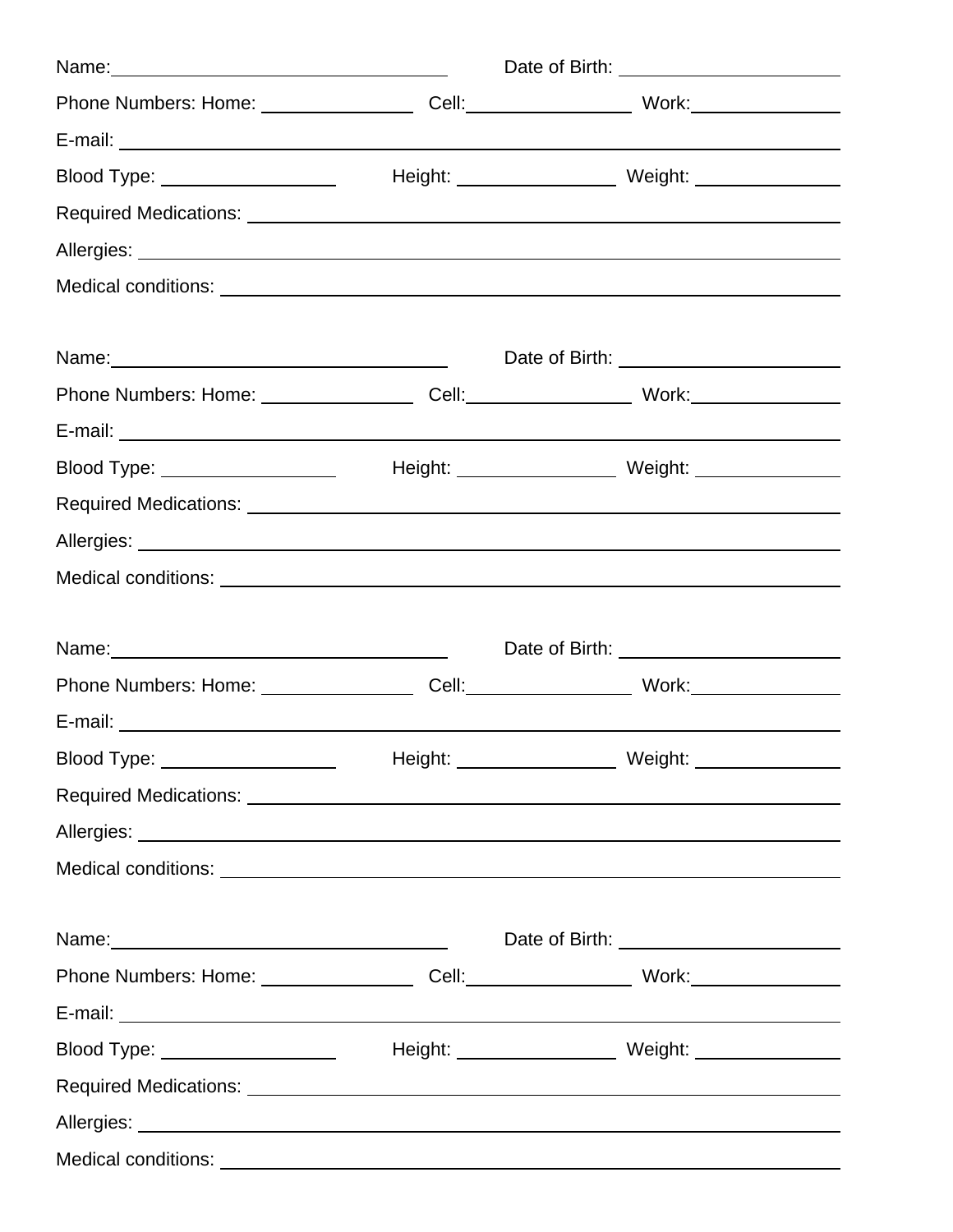Name: ______________________________ Date of Birth: ____________________

Phone Numbers: Home: ______________ Cell: ______________ Work: ______________

E-mail: ____________________________________________________________

Blood Type: ______________ Height: ______________ Weight: ______________

Required Medications: ______________________________________________

Allergies: _________________________________________________________

Medical conditions: ________________________________________________

Name: ______________________________ Date of Birth: ____________________

Phone Numbers: Home: ______________ Cell: ______________ Work: ______________

E-mail: ____________________________________________________________

Blood Type: ______________ Height: ______________ Weight: ______________

Required Medications: ______________________________________________

Allergies: _________________________________________________________

Medical conditions: ________________________________________________

Name: ______________________________ Date of Birth: ____________________

Phone Numbers: Home: ______________ Cell: ______________ Work: ______________

E-mail: ____________________________________________________________

Blood Type: ______________ Height: ______________ Weight: ______________

Required Medications: ______________________________________________

Allergies: _________________________________________________________

Medical conditions: ________________________________________________

Name: ______________________________ Date of Birth: ____________________

Phone Numbers: Home: ______________ Cell: ______________ Work: ______________

E-mail: ____________________________________________________________

Blood Type: ______________ Height: ______________ Weight: ______________

Required Medications: ______________________________________________

Allergies: _________________________________________________________

Medical conditions: ________________________________________________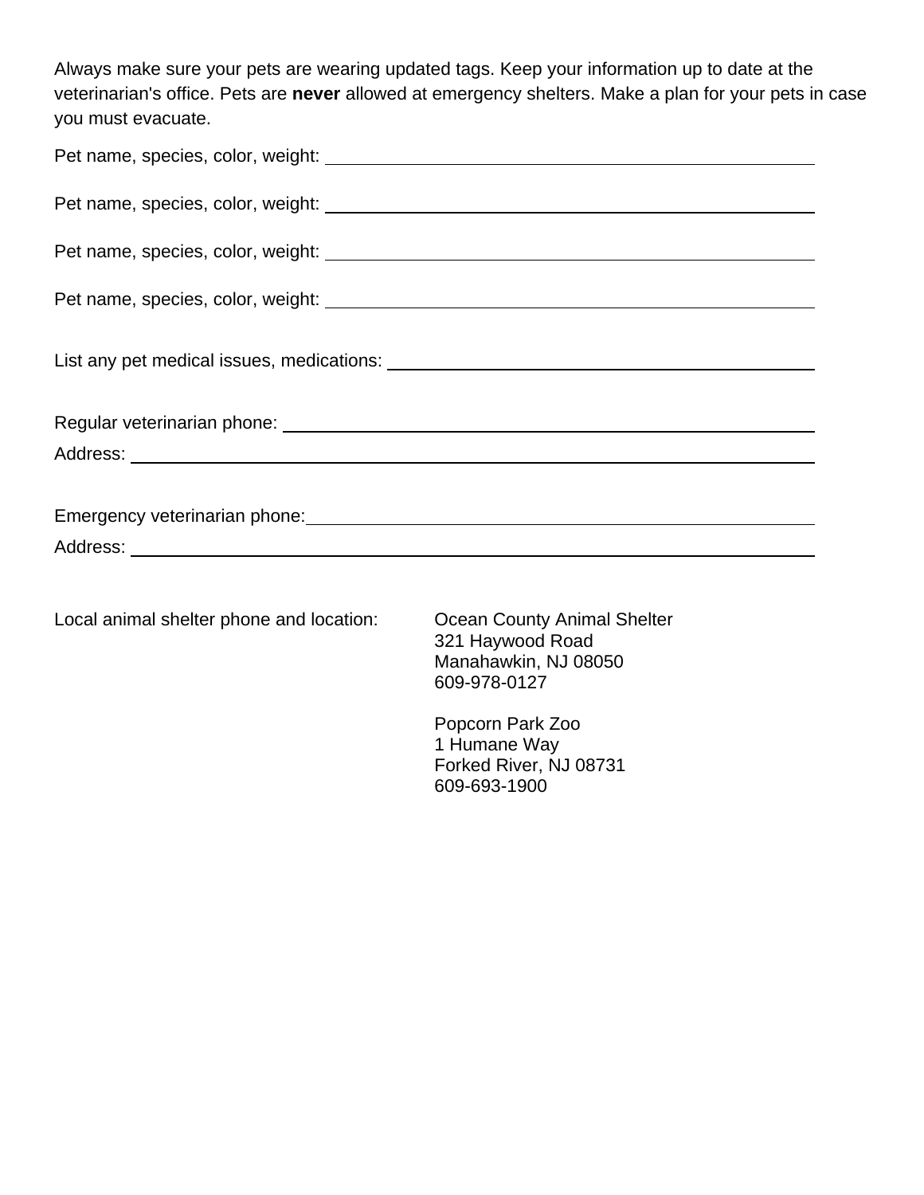Always make sure your pets are wearing updated tags. Keep your information up to date at the veterinarian's office. Pets are **never** allowed at emergency shelters. Make a plan for your pets in case you must evacuate.

Pet name, species, color, weight: ______________________________

Pet name, species, color, weight: ______________________________

Pet name, species, color, weight: ______________________________

Pet name, species, color, weight: ______________________________

List any pet medical issues, medications: ______________________________

Regular veterinarian phone: ______________________________

Address: ______________________________

Emergency veterinarian phone: ______________________________

Address: ______________________________

Local animal shelter phone and location:

Ocean County Animal Shelter
321 Haywood Road
Manahawkin, NJ 08050
609-978-0127

Popcorn Park Zoo
1 Humane Way
Forked River, NJ 08731
609-693-1900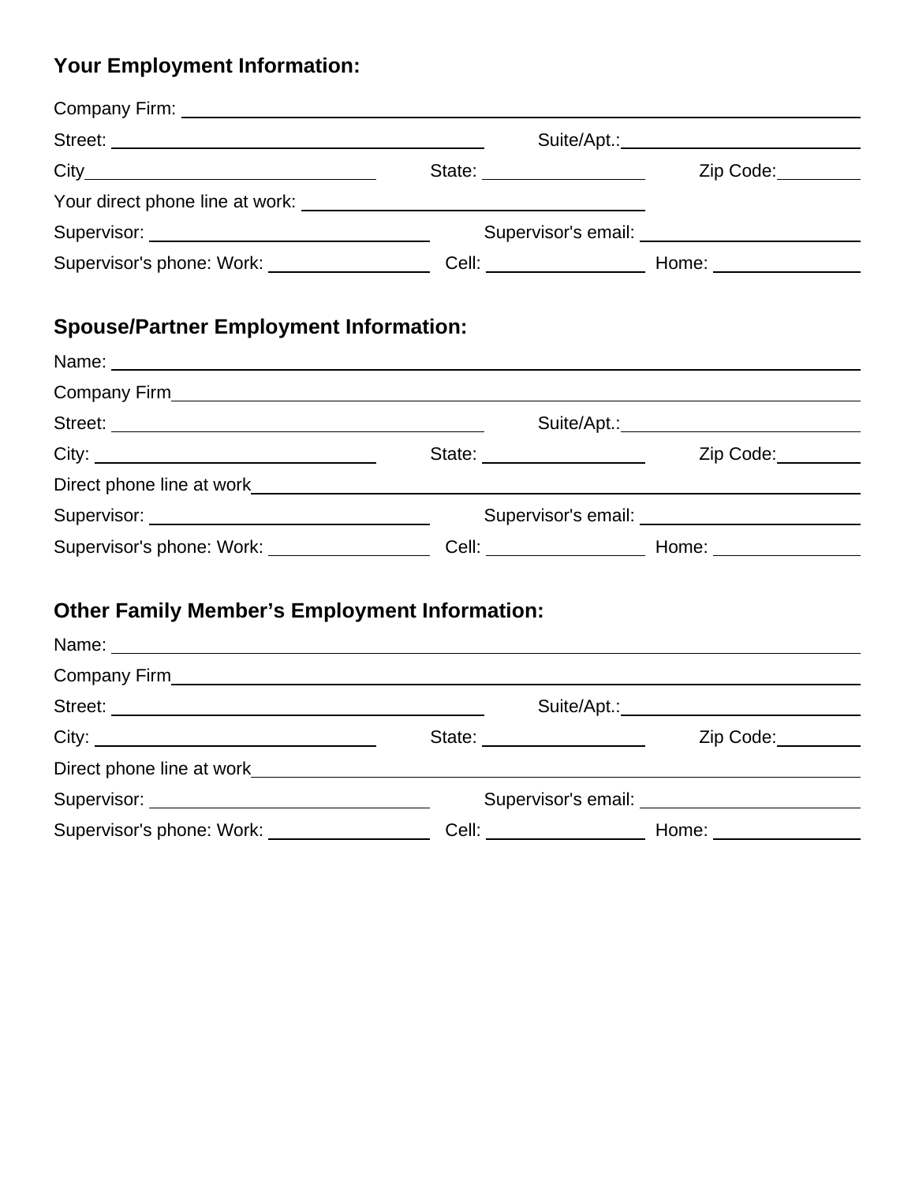**Your Employment Information:**

Company Firm: ____________________

Street: ____________________ Suite/Apt.: ____________________

City____________________ State: __________ Zip Code: __________

Your direct phone line at work: ____________________

Supervisor: ____________________ Supervisor's email: ____________________

Supervisor's phone: Work: __________ Cell: __________ Home: __________

**Spouse/Partner Employment Information:**

Name: ____________________

Company Firm____________________

Street: ____________________ Suite/Apt.: ____________________

City: ____________________ State: __________ Zip Code: __________

Direct phone line at work____________________

Supervisor: ____________________ Supervisor's email: ____________________

Supervisor's phone: Work: __________ Cell: __________ Home: __________

**Other Family Member's Employment Information:**

Name: ____________________

Company Firm____________________

Street: ____________________ Suite/Apt.: ____________________

City: ____________________ State: __________ Zip Code: __________

Direct phone line at work____________________

Supervisor: ____________________ Supervisor's email: ____________________

Supervisor's phone: Work: __________ Cell: __________ Home: __________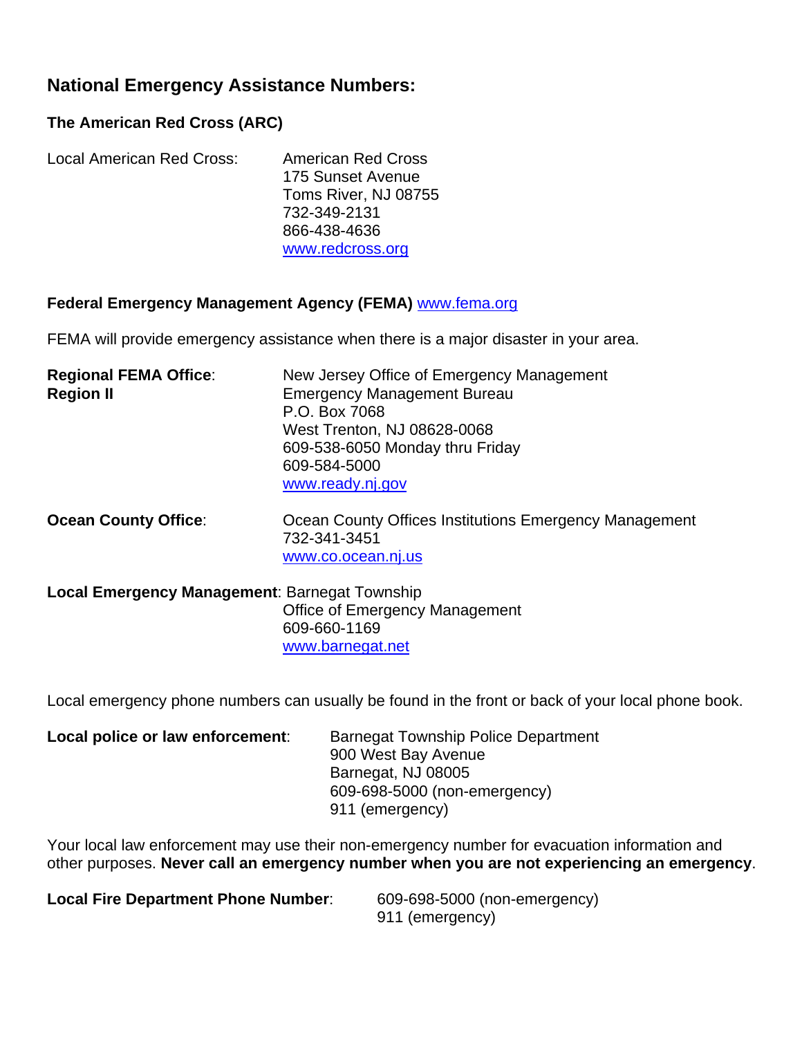## National Emergency Assistance Numbers:

### The American Red Cross (ARC)

Local American Red Cross:
American Red Cross
175 Sunset Avenue
Toms River, NJ 08755
732-349-2131
866-438-4636
www.redcross.org

**Federal Emergency Management Agency (FEMA)** www.fema.org

FEMA will provide emergency assistance when there is a major disaster in your area.

**Regional FEMA Office**:
**Region II**
New Jersey Office of Emergency Management
Emergency Management Bureau
P.O. Box 7068
West Trenton, NJ 08628-0068
609-538-6050 Monday thru Friday
609-584-5000
www.ready.nj.gov

**Ocean County Office**:
Ocean County Offices Institutions Emergency Management
732-341-3451
www.co.ocean.nj.us

**Local Emergency Management**: Barnegat Township
Office of Emergency Management
609-660-1169
www.barnegat.net

Local emergency phone numbers can usually be found in the front or back of your local phone book.

**Local police or law enforcement**:
Barnegat Township Police Department
900 West Bay Avenue
Barnegat, NJ 08005
609-698-5000 (non-emergency)
911 (emergency)

Your local law enforcement may use their non-emergency number for evacuation information and other purposes. **Never call an emergency number when you are not experiencing an emergency**.

**Local Fire Department Phone Number**:
609-698-5000 (non-emergency)
911 (emergency)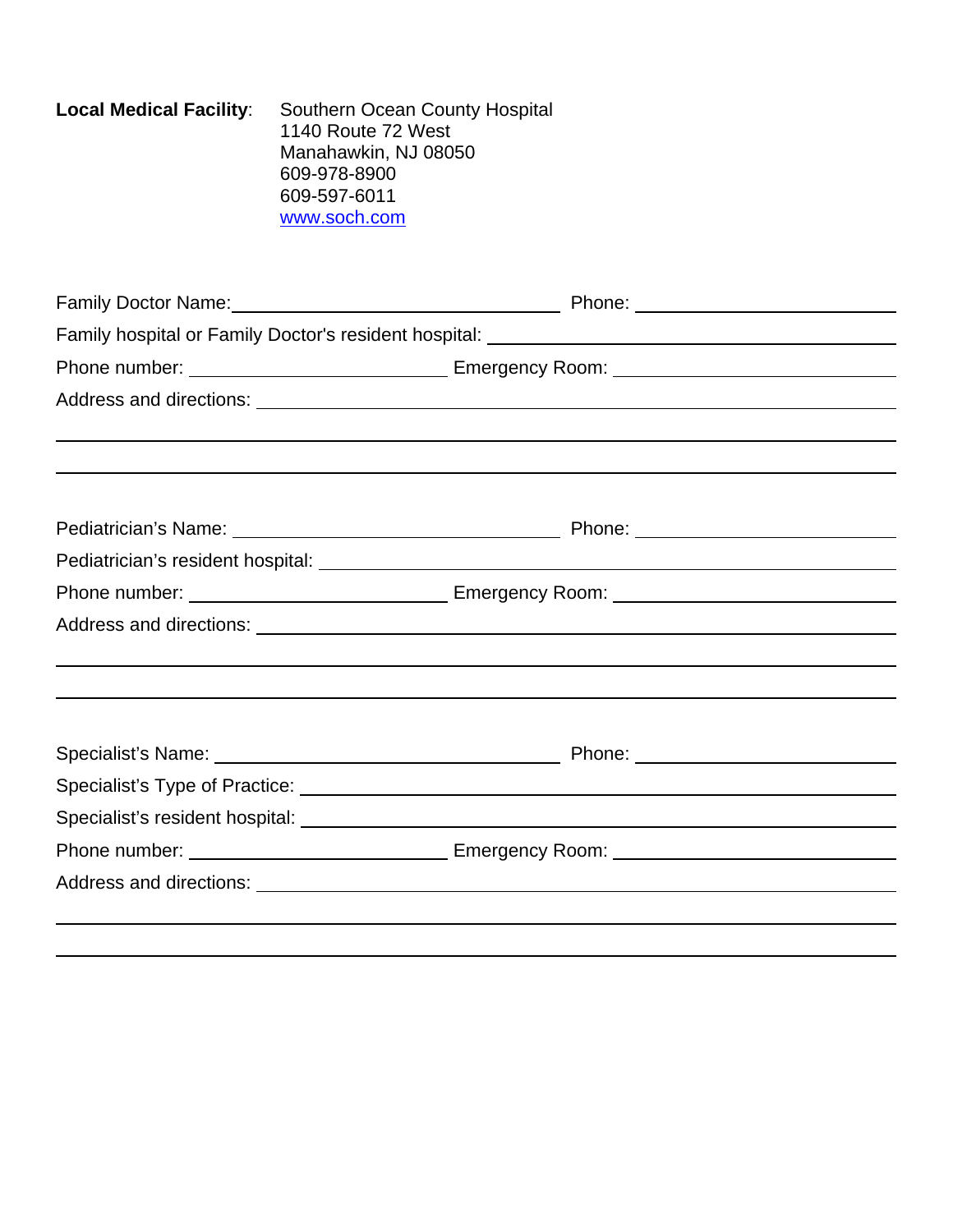**Local Medical Facility**: Southern Ocean County Hospital
1140 Route 72 West
Manahawkin, NJ 08050
609-978-8900
609-597-6011
[www.soch.com](http://www.soch.com)

Family Doctor Name:______________________________ Phone: ______________________

Family hospital or Family Doctor's resident hospital: ______________________________________

Phone number: ________________________ Emergency Room: __________________________

Address and directions: ___________________________________________________________

_________________________________________________________________________________

_________________________________________________________________________________

Pediatrician's Name: ______________________________ Phone: ______________________

Pediatrician's resident hospital: ______________________________________________________

Phone number: ________________________ Emergency Room: __________________________

Address and directions: ___________________________________________________________

_________________________________________________________________________________

_________________________________________________________________________________

Specialist's Name: ______________________________ Phone: ______________________

Specialist's Type of Practice: _______________________________________________________

Specialist's resident hospital: ______________________________________________________

Phone number: ________________________ Emergency Room: __________________________

Address and directions: ___________________________________________________________

_________________________________________________________________________________

_________________________________________________________________________________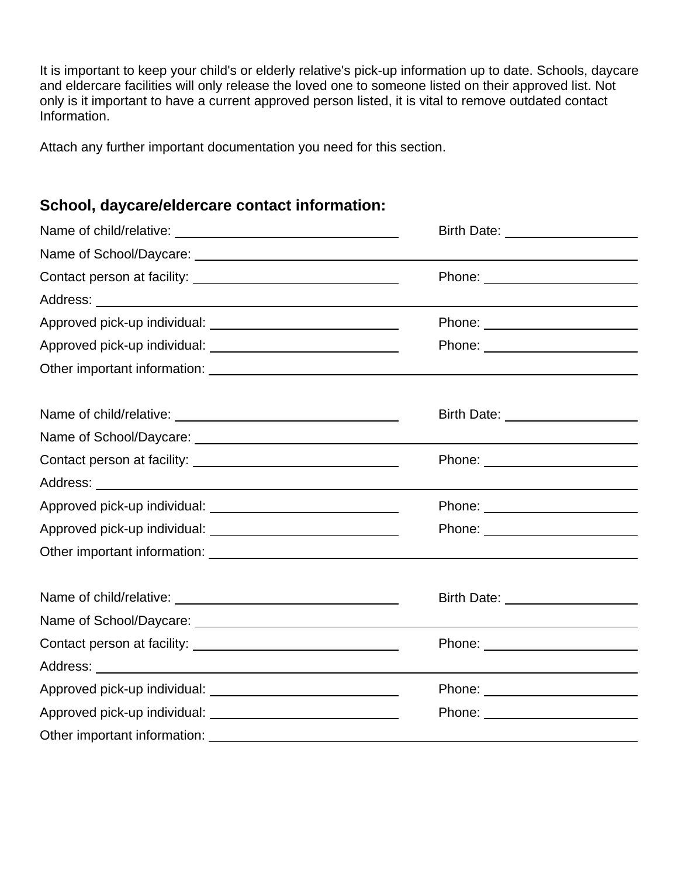It is important to keep your child's or elderly relative's pick-up information up to date. Schools, daycare and eldercare facilities will only release the loved one to someone listed on their approved list. Not only is it important to have a current approved person listed, it is vital to remove outdated contact Information.

Attach any further important documentation you need for this section.

## School, daycare/eldercare contact information:

Name of child/relative: ______________________________ Birth Date: __________________

Name of School/Daycare: ______________________________________________________________

Contact person at facility: ____________________________ Phone: _____________________

Address: _____________________________________________________________________________

Approved pick-up individual: __________________________ Phone: _____________________

Approved pick-up individual: __________________________ Phone: _____________________

Other important information: __________________________________________________________

Name of child/relative: ______________________________ Birth Date: __________________

Name of School/Daycare: ______________________________________________________________

Contact person at facility: ____________________________ Phone: _____________________

Address: _____________________________________________________________________________

Approved pick-up individual: __________________________ Phone: _____________________

Approved pick-up individual: __________________________ Phone: _____________________

Other important information: __________________________________________________________

Name of child/relative: ______________________________ Birth Date: __________________

Name of School/Daycare: ______________________________________________________________

Contact person at facility: ____________________________ Phone: _____________________

Address: _____________________________________________________________________________

Approved pick-up individual: __________________________ Phone: _____________________

Approved pick-up individual: __________________________ Phone: _____________________

Other important information: __________________________________________________________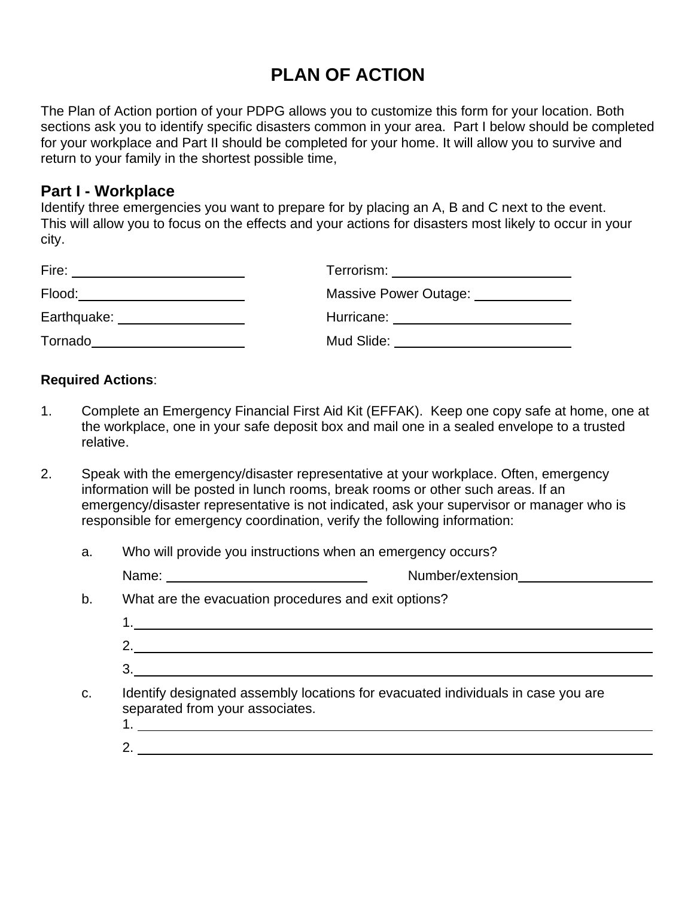# PLAN OF ACTION

The Plan of Action portion of your PDPG allows you to customize this form for your location. Both sections ask you to identify specific disasters common in your area. Part I below should be completed for your workplace and Part II should be completed for your home. It will allow you to survive and return to your family in the shortest possible time,

## Part I - Workplace

Identify three emergencies you want to prepare for by placing an A, B and C next to the event. This will allow you to focus on the effects and your actions for disasters most likely to occur in your city.

Fire: ______________________

Flood: ______________________

Earthquake: ______________________

Tornado ______________________

Terrorism: ______________________

Massive Power Outage: ______________________

Hurricane: ______________________

Mud Slide: ______________________

**Required Actions**:

1. Complete an Emergency Financial First Aid Kit (EFFAK). Keep one copy safe at home, one at the workplace, one in your safe deposit box and mail one in a sealed envelope to a trusted relative.

2. Speak with the emergency/disaster representative at your workplace. Often, emergency information will be posted in lunch rooms, break rooms or other such areas. If an emergency/disaster representative is not indicated, ask your supervisor or manager who is responsible for emergency coordination, verify the following information:

   a. Who will provide you instructions when an emergency occurs?

      Name: ______________________ Number/extension ______________________

   b. What are the evacuation procedures and exit options?

      1. ______________________________________________
      2. ______________________________________________
      3. ______________________________________________

   c. Identify designated assembly locations for evacuated individuals in case you are separated from your associates.

      1. ______________________________________________
      2. ______________________________________________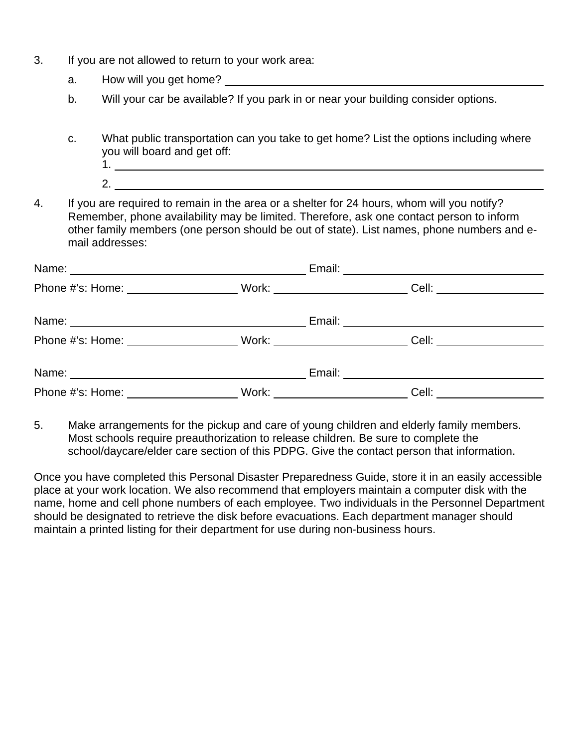3. If you are not allowed to return to your work area:

   a. How will you get home? ______________________________

   b. Will your car be available? If you park in or near your building consider options.

   c. What public transportation can you take to get home? List the options including where you will board and get off:

      1. ______________________________

      2. ______________________________

4. If you are required to remain in the area or a shelter for 24 hours, whom will you notify? Remember, phone availability may be limited. Therefore, ask one contact person to inform other family members (one person should be out of state). List names, phone numbers and e-mail addresses:

Name: ______________________________ Email: ______________________________

Phone #'s: Home: ______________ Work: ______________ Cell: ______________

Name: ______________________________ Email: ______________________________

Phone #'s: Home: ______________ Work: ______________ Cell: ______________

Name: ______________________________ Email: ______________________________

Phone #'s: Home: ______________ Work: ______________ Cell: ______________

5. Make arrangements for the pickup and care of young children and elderly family members. Most schools require preauthorization to release children. Be sure to complete the school/daycare/elder care section of this PDPG. Give the contact person that information.

Once you have completed this Personal Disaster Preparedness Guide, store it in an easily accessible place at your work location. We also recommend that employers maintain a computer disk with the name, home and cell phone numbers of each employee. Two individuals in the Personnel Department should be designated to retrieve the disk before evacuations. Each department manager should maintain a printed listing for their department for use during non-business hours.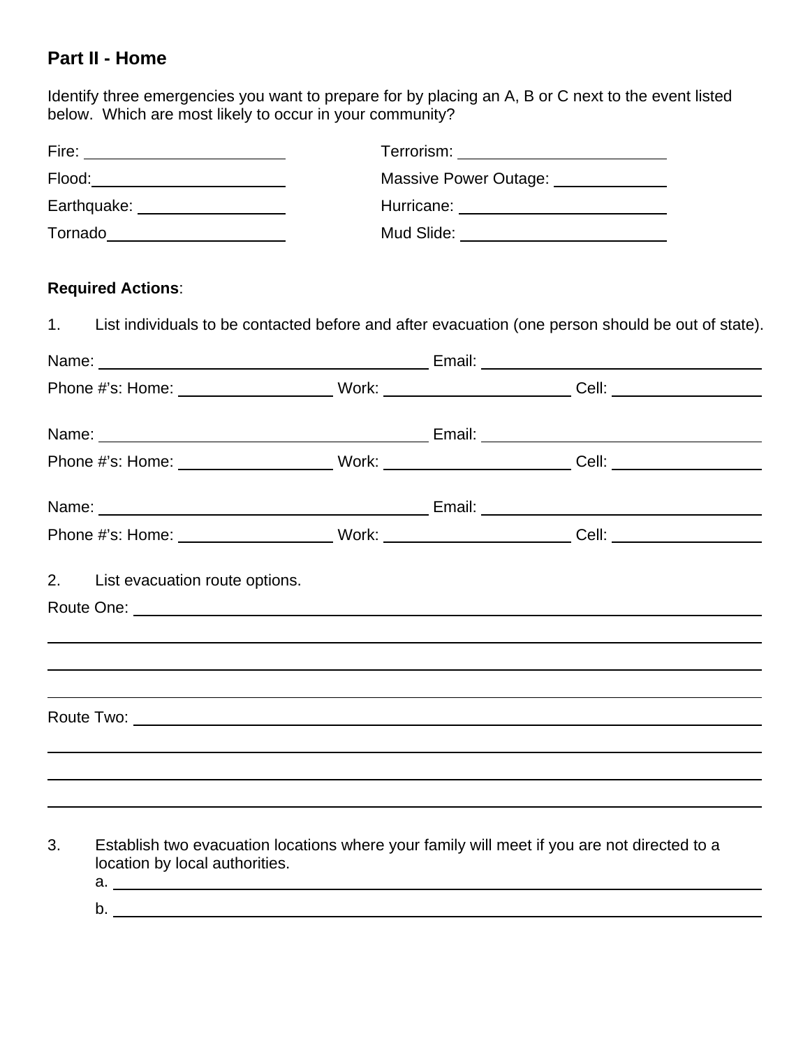## Part II - Home

Identify three emergencies you want to prepare for by placing an A, B or C next to the event listed below. Which are most likely to occur in your community?

Fire: ____________________ Terrorism: ____________________

Flood: ____________________ Massive Power Outage: ____________

Earthquake: ______________ Hurricane: ____________________

Tornado __________________ Mud Slide: ____________________

**Required Actions**:

1. List individuals to be contacted before and after evacuation (one person should be out of state).

Name: ________________________________ Email: ____________________________

Phone #'s: Home: _______________ Work: ___________________ Cell: _______________

Name: ________________________________ Email: ____________________________

Phone #'s: Home: _______________ Work: ___________________ Cell: _______________

Name: ________________________________ Email: ____________________________

Phone #'s: Home: _______________ Work: ___________________ Cell: _______________

2. List evacuation route options.

Route One: ________________________________________________________________

___________________________________________________________________________

___________________________________________________________________________

___________________________________________________________________________

Route Two: ________________________________________________________________

___________________________________________________________________________

___________________________________________________________________________

___________________________________________________________________________

3. Establish two evacuation locations where your family will meet if you are not directed to a location by local authorities.
   a. _____________________________________________________________________
   b. _____________________________________________________________________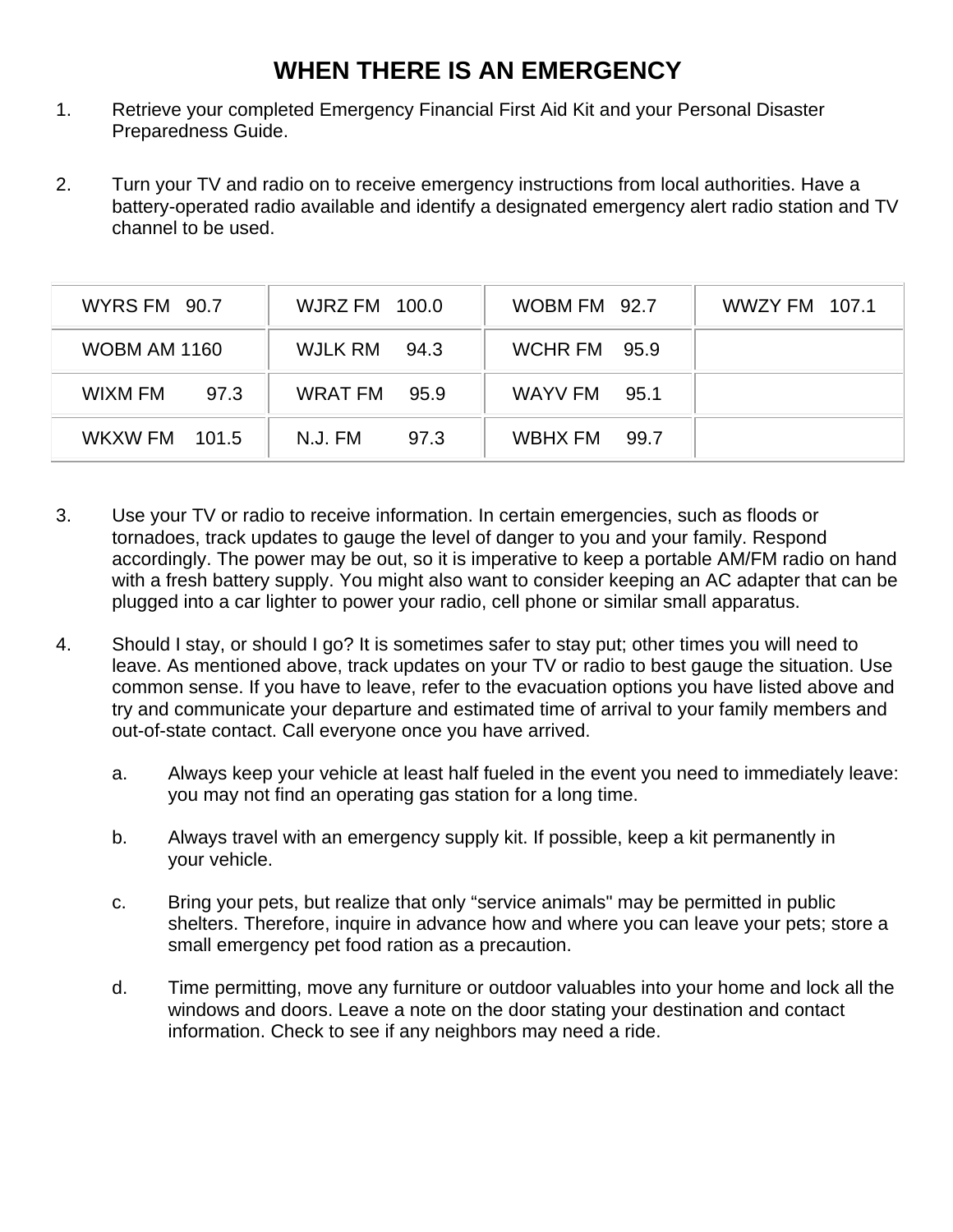# WHEN THERE IS AN EMERGENCY

1. Retrieve your completed Emergency Financial First Aid Kit and your Personal Disaster Preparedness Guide.

2. Turn your TV and radio on to receive emergency instructions from local authorities. Have a battery-operated radio available and identify a designated emergency alert radio station and TV channel to be used.

| WYRS FM 90.7 | WJRZ FM 100.0 | WOBM FM 92.7 | WWZY FM 107.1 |
|---|---|---|---|
| WOBM AM 1160 | WJLK RM 94.3 | WCHR FM 95.9 | |
| WIXM FM 97.3 | WRAT FM 95.9 | WAYV FM 95.1 | |
| WKXW FM 101.5 | N.J. FM 97.3 | WBHX FM 99.7 | |

3. Use your TV or radio to receive information. In certain emergencies, such as floods or tornadoes, track updates to gauge the level of danger to you and your family. Respond accordingly. The power may be out, so it is imperative to keep a portable AM/FM radio on hand with a fresh battery supply. You might also want to consider keeping an AC adapter that can be plugged into a car lighter to power your radio, cell phone or similar small apparatus.

4. Should I stay, or should I go? It is sometimes safer to stay put; other times you will need to leave. As mentioned above, track updates on your TV or radio to best gauge the situation. Use common sense. If you have to leave, refer to the evacuation options you have listed above and try and communicate your departure and estimated time of arrival to your family members and out-of-state contact. Call everyone once you have arrived.

   a. Always keep your vehicle at least half fueled in the event you need to immediately leave: you may not find an operating gas station for a long time.

   b. Always travel with an emergency supply kit. If possible, keep a kit permanently in your vehicle.

   c. Bring your pets, but realize that only “service animals" may be permitted in public shelters. Therefore, inquire in advance how and where you can leave your pets; store a small emergency pet food ration as a precaution.

   d. Time permitting, move any furniture or outdoor valuables into your home and lock all the windows and doors. Leave a note on the door stating your destination and contact information. Check to see if any neighbors may need a ride.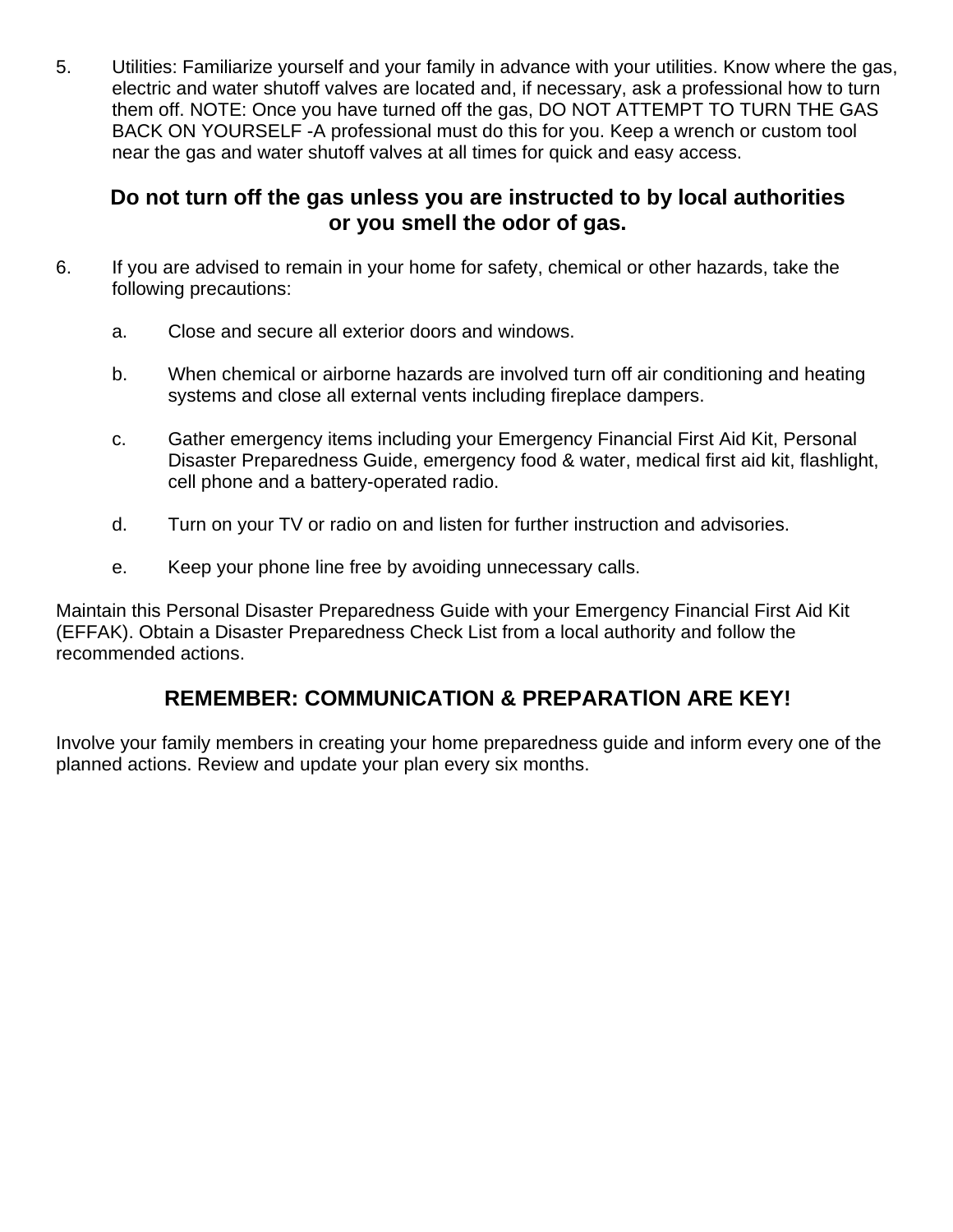5. Utilities: Familiarize yourself and your family in advance with your utilities. Know where the gas, electric and water shutoff valves are located and, if necessary, ask a professional how to turn them off. NOTE: Once you have turned off the gas, DO NOT ATTEMPT TO TURN THE GAS BACK ON YOURSELF -A professional must do this for you. Keep a wrench or custom tool near the gas and water shutoff valves at all times for quick and easy access.

**Do not turn off the gas unless you are instructed to by local authorities or you smell the odor of gas.**

6. If you are advised to remain in your home for safety, chemical or other hazards, take the following precautions:

   a. Close and secure all exterior doors and windows.

   b. When chemical or airborne hazards are involved turn off air conditioning and heating systems and close all external vents including fireplace dampers.

   c. Gather emergency items including your Emergency Financial First Aid Kit, Personal Disaster Preparedness Guide, emergency food & water, medical first aid kit, flashlight, cell phone and a battery-operated radio.

   d. Turn on your TV or radio on and listen for further instruction and advisories.

   e. Keep your phone line free by avoiding unnecessary calls.

Maintain this Personal Disaster Preparedness Guide with your Emergency Financial First Aid Kit (EFFAK). Obtain a Disaster Preparedness Check List from a local authority and follow the recommended actions.

**REMEMBER: COMMUNICATION & PREPARATION ARE KEY!**

Involve your family members in creating your home preparedness guide and inform every one of the planned actions. Review and update your plan every six months.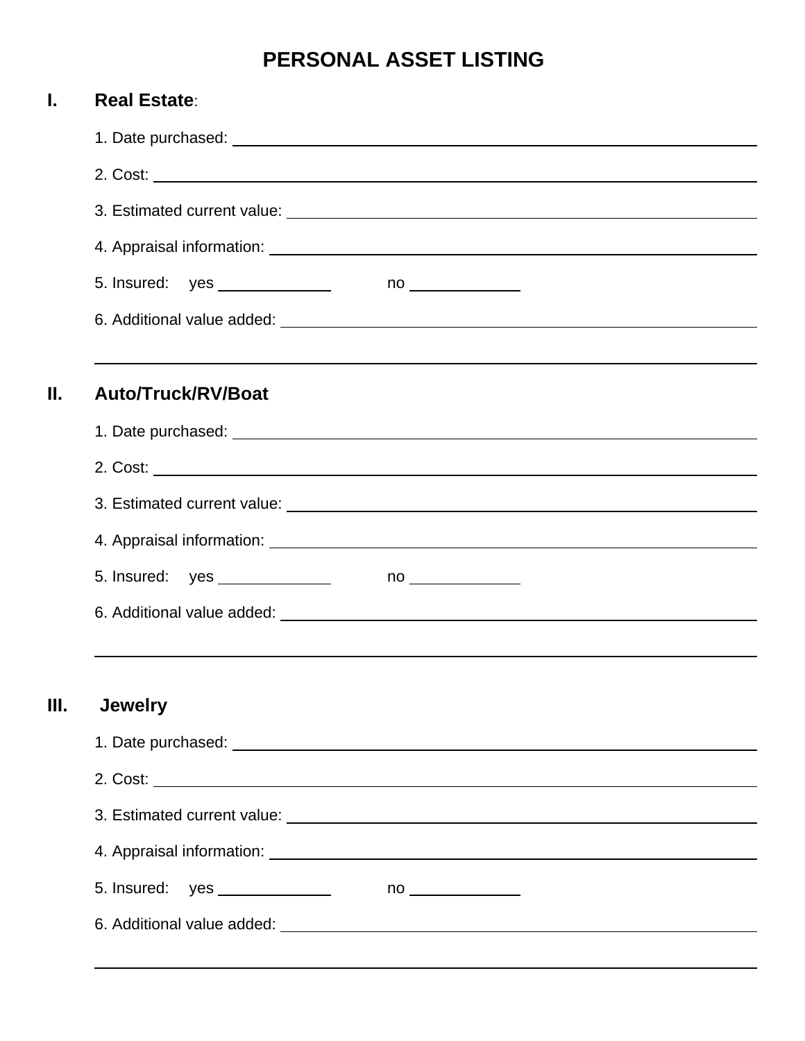# PERSONAL ASSET LISTING

## I. Real Estate:

1. Date purchased: ____________________
2. Cost: ____________________
3. Estimated current value: ____________________
4. Appraisal information: ____________________
5. Insured: yes __________ no __________
6. Additional value added: ____________________

____________________

## II. Auto/Truck/RV/Boat

1. Date purchased: ____________________
2. Cost: ____________________
3. Estimated current value: ____________________
4. Appraisal information: ____________________
5. Insured: yes __________ no __________
6. Additional value added: ____________________

____________________

## III. Jewelry

1. Date purchased: ____________________
2. Cost: ____________________
3. Estimated current value: ____________________
4. Appraisal information: ____________________
5. Insured: yes __________ no __________
6. Additional value added: ____________________

____________________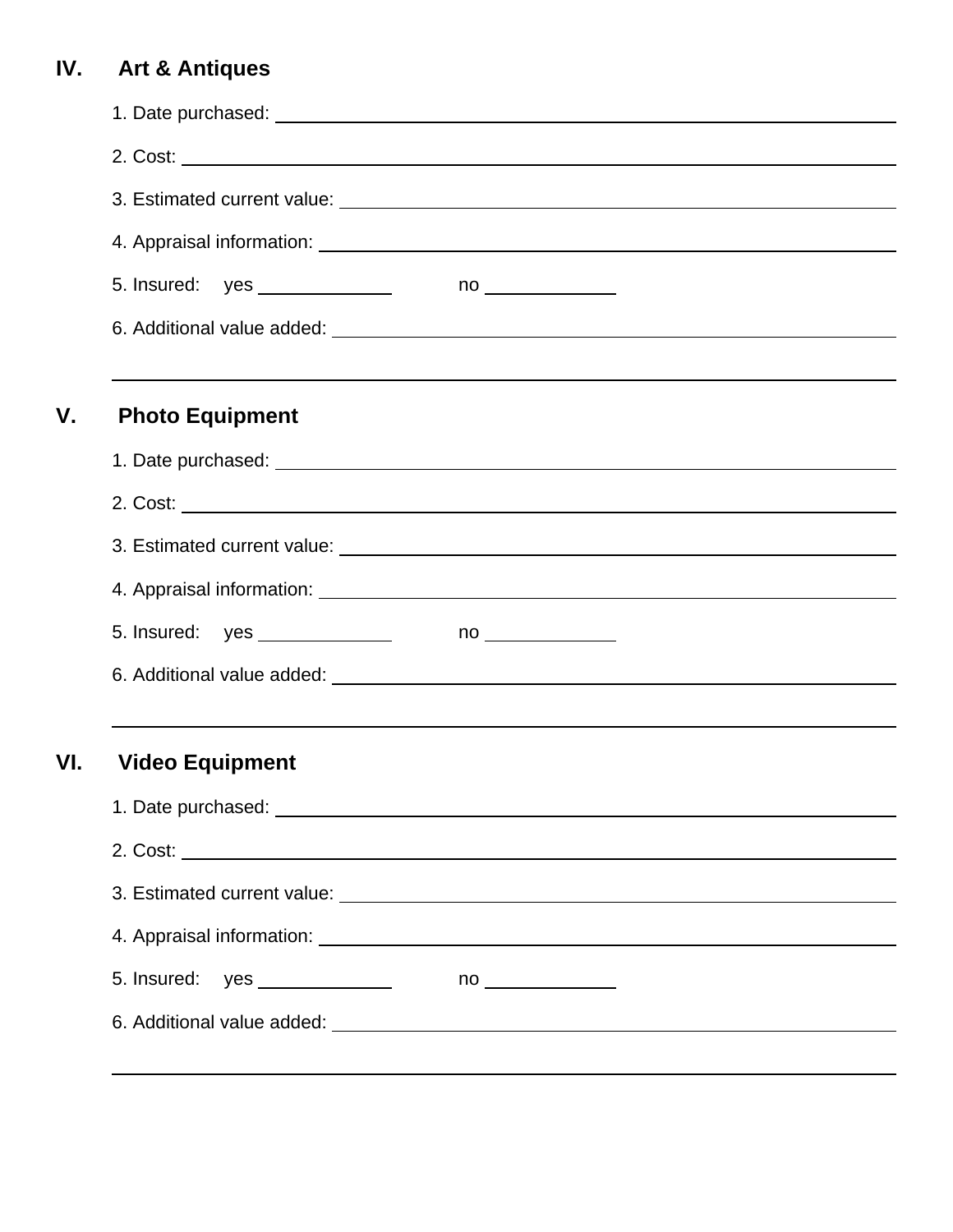## IV. Art & Antiques

1. Date purchased: ______________________________

2. Cost: ______________________________

3. Estimated current value: ______________________________

4. Appraisal information: ______________________________

5. Insured: yes __________ no __________

6. Additional value added: ______________________________

______________________________

## V. Photo Equipment

1. Date purchased: ______________________________

2. Cost: ______________________________

3. Estimated current value: ______________________________

4. Appraisal information: ______________________________

5. Insured: yes __________ no __________

6. Additional value added: ______________________________

______________________________

## VI. Video Equipment

1. Date purchased: ______________________________

2. Cost: ______________________________

3. Estimated current value: ______________________________

4. Appraisal information: ______________________________

5. Insured: yes __________ no __________

6. Additional value added: ______________________________

______________________________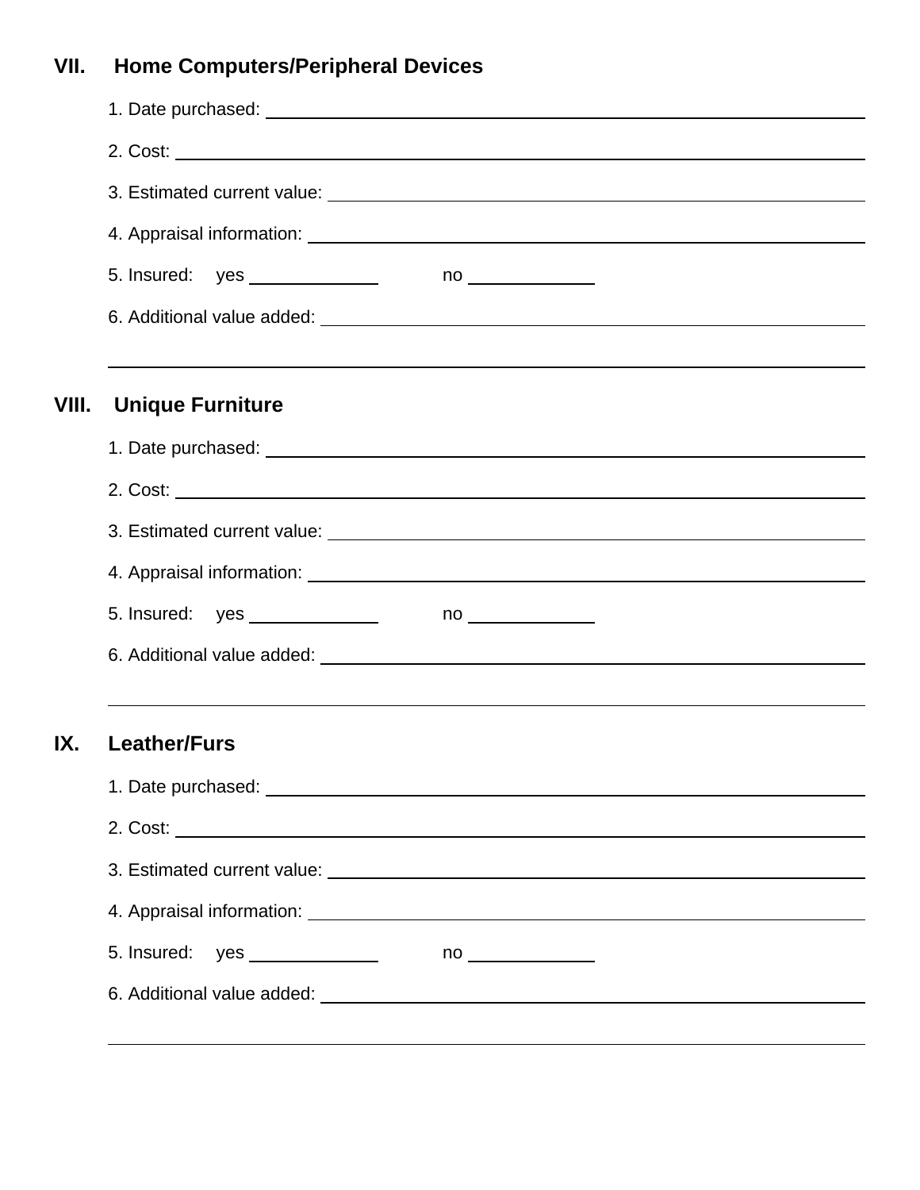## VII. Home Computers/Peripheral Devices

1. Date purchased: ____________________

2. Cost: ____________________

3. Estimated current value: ____________________

4. Appraisal information: ____________________

5. Insured: yes __________ no __________

6. Additional value added: ____________________

____________________

## VIII. Unique Furniture

1. Date purchased: ____________________

2. Cost: ____________________

3. Estimated current value: ____________________

4. Appraisal information: ____________________

5. Insured: yes __________ no __________

6. Additional value added: ____________________

____________________

## IX. Leather/Furs

1. Date purchased: ____________________

2. Cost: ____________________

3. Estimated current value: ____________________

4. Appraisal information: ____________________

5. Insured: yes __________ no __________

6. Additional value added: ____________________

____________________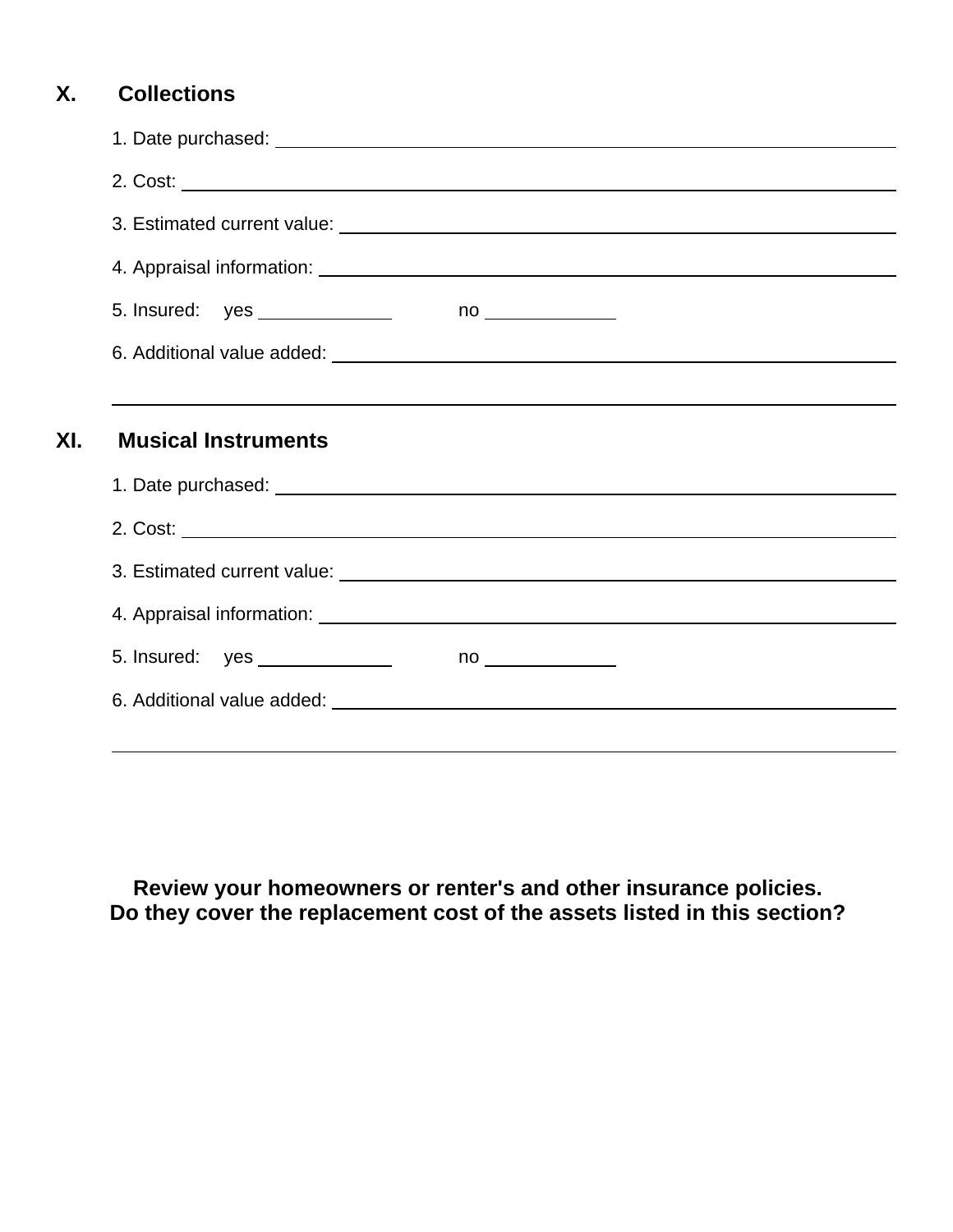## X. Collections

1. Date purchased: ______________________________

2. Cost: ______________________________

3. Estimated current value: ______________________________

4. Appraisal information: ______________________________

5. Insured: yes __________ no __________

6. Additional value added: ______________________________

______________________________

## XI. Musical Instruments

1. Date purchased: ______________________________

2. Cost: ______________________________

3. Estimated current value: ______________________________

4. Appraisal information: ______________________________

5. Insured: yes __________ no __________

6. Additional value added: ______________________________

______________________________

**Review your homeowners or renter's and other insurance policies.**
**Do they cover the replacement cost of the assets listed in this section?**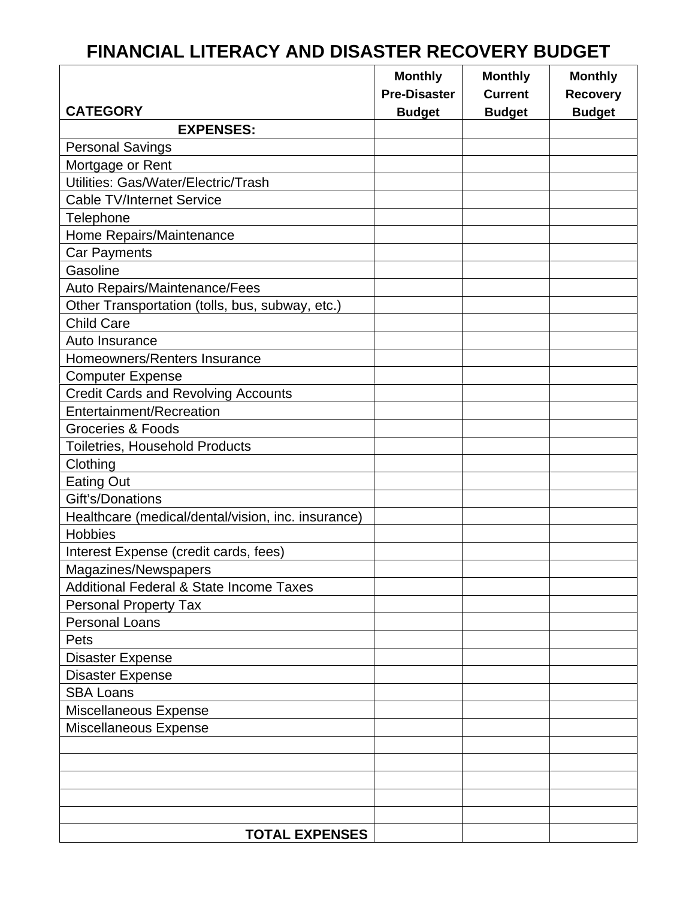# FINANCIAL LITERACY AND DISASTER RECOVERY BUDGET

| CATEGORY | Monthly Pre-Disaster Budget | Monthly Current Budget | Monthly Recovery Budget |
|---|---|---|---|
| **EXPENSES:** | | | |
| Personal Savings | | | |
| Mortgage or Rent | | | |
| Utilities: Gas/Water/Electric/Trash | | | |
| Cable TV/Internet Service | | | |
| Telephone | | | |
| Home Repairs/Maintenance | | | |
| Car Payments | | | |
| Gasoline | | | |
| Auto Repairs/Maintenance/Fees | | | |
| Other Transportation (tolls, bus, subway, etc.) | | | |
| Child Care | | | |
| Auto Insurance | | | |
| Homeowners/Renters Insurance | | | |
| Computer Expense | | | |
| Credit Cards and Revolving Accounts | | | |
| Entertainment/Recreation | | | |
| Groceries & Foods | | | |
| Toiletries, Household Products | | | |
| Clothing | | | |
| Eating Out | | | |
| Gift's/Donations | | | |
| Healthcare (medical/dental/vision, inc. insurance) | | | |
| Hobbies | | | |
| Interest Expense (credit cards, fees) | | | |
| Magazines/Newspapers | | | |
| Additional Federal & State Income Taxes | | | |
| Personal Property Tax | | | |
| Personal Loans | | | |
| Pets | | | |
| Disaster Expense | | | |
| Disaster Expense | | | |
| SBA Loans | | | |
| Miscellaneous Expense | | | |
| Miscellaneous Expense | | | |
| | | | |
| | | | |
| | | | |
| | | | |
| | | | |
| **TOTAL EXPENSES** | | | |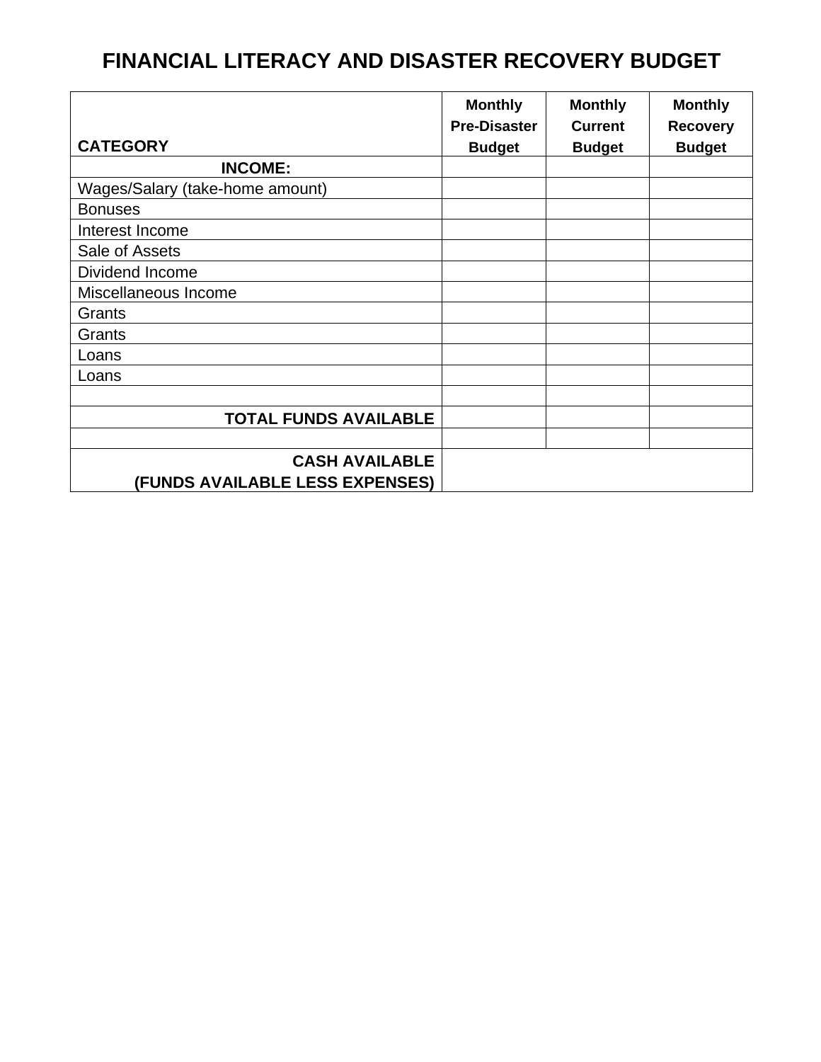# FINANCIAL LITERACY AND DISASTER RECOVERY BUDGET

| CATEGORY | Monthly Pre-Disaster Budget | Monthly Current Budget | Monthly Recovery Budget |
|---|---|---|---|
| **INCOME:** | | | |
| Wages/Salary (take-home amount) | | | |
| Bonuses | | | |
| Interest Income | | | |
| Sale of Assets | | | |
| Dividend Income | | | |
| Miscellaneous Income | | | |
| Grants | | | |
| Grants | | | |
| Loans | | | |
| Loans | | | |
| | | | |
| **TOTAL FUNDS AVAILABLE** | | | |
| | | | |
| **CASH AVAILABLE (FUNDS AVAILABLE LESS EXPENSES)** | | | |